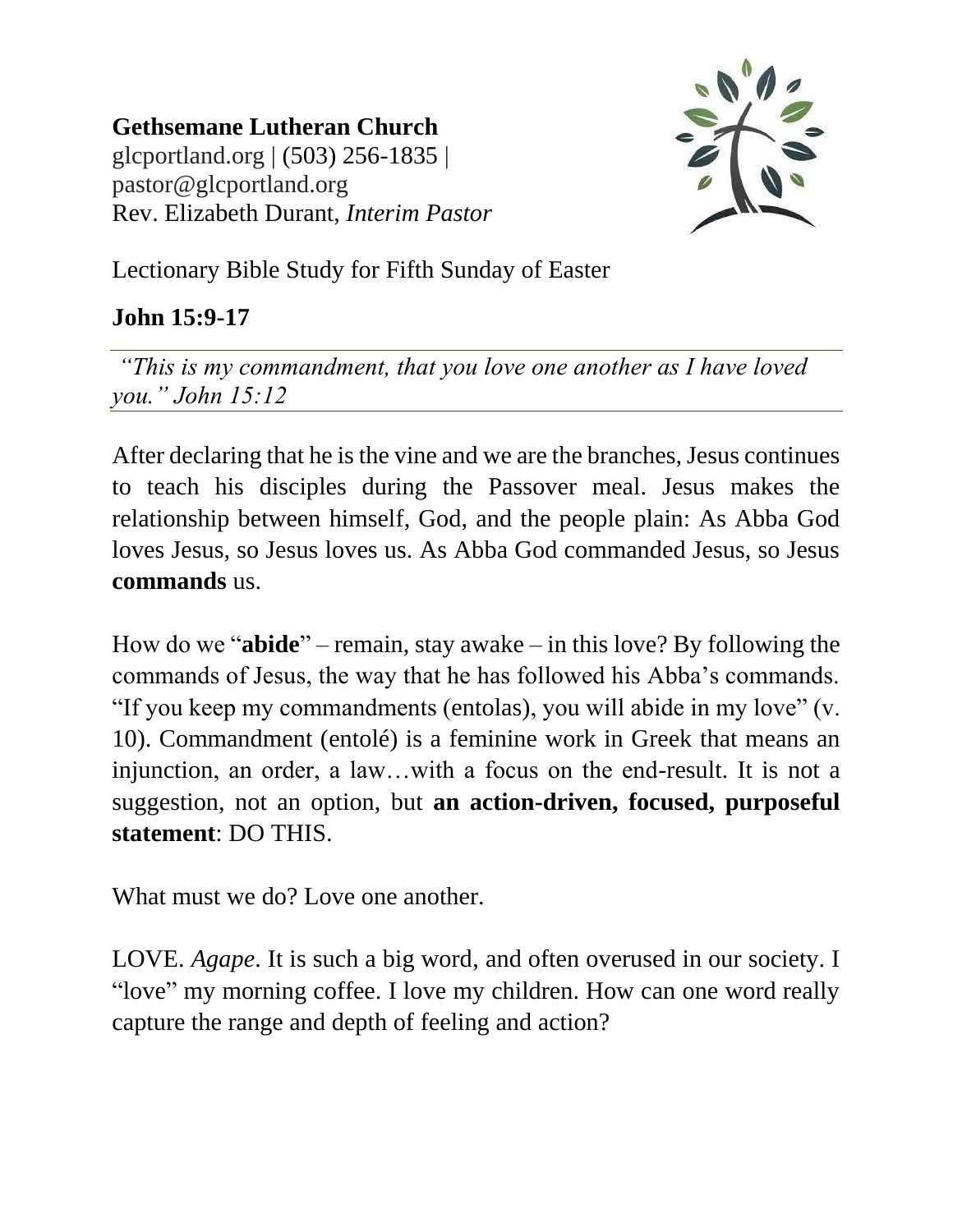**Gethsemane Lutheran Church**
glcportland.org | (503) 256-1835 |
pastor@glcportland.org
Rev. Elizabeth Durant, *Interim Pastor*

Lectionary Bible Study for Fifth Sunday of Easter

**John 15:9-17**

*"This is my commandment, that you love one another as I have loved you." John 15:12*

After declaring that he is the vine and we are the branches, Jesus continues to teach his disciples during the Passover meal. Jesus makes the relationship between himself, God, and the people plain: As Abba God loves Jesus, so Jesus loves us. As Abba God commanded Jesus, so Jesus **commands** us.

How do we "**abide**" – remain, stay awake – in this love? By following the commands of Jesus, the way that he has followed his Abba's commands. "If you keep my commandments (entolas), you will abide in my love" (v. 10). Commandment (entolé) is a feminine work in Greek that means an injunction, an order, a law…with a focus on the end-result. It is not a suggestion, not an option, but **an action-driven, focused, purposeful statement**: DO THIS.

What must we do? Love one another.

LOVE. *Agape*. It is such a big word, and often overused in our society. I "love" my morning coffee. I love my children. How can one word really capture the range and depth of feeling and action?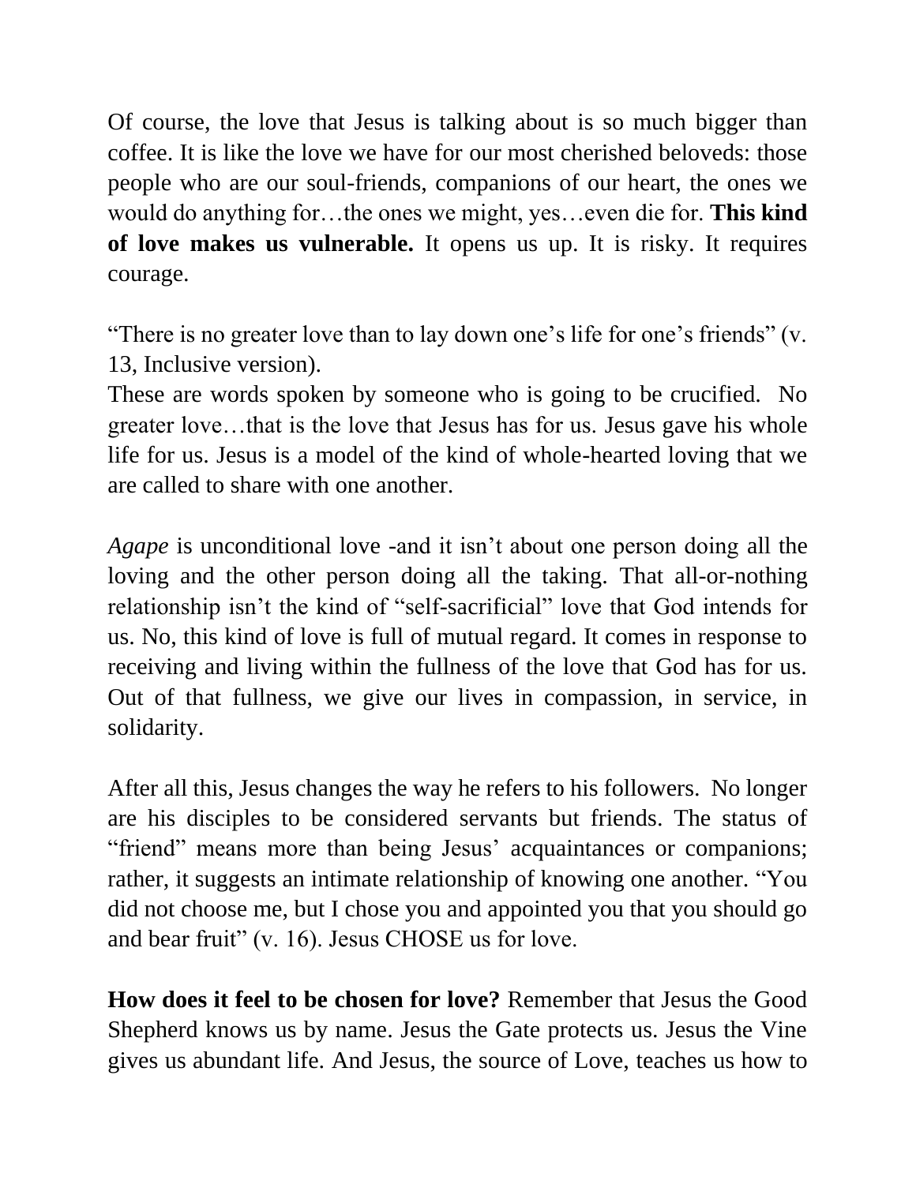Of course, the love that Jesus is talking about is so much bigger than coffee. It is like the love we have for our most cherished beloveds: those people who are our soul-friends, companions of our heart, the ones we would do anything for…the ones we might, yes…even die for. **This kind of love makes us vulnerable.** It opens us up. It is risky. It requires courage.

"There is no greater love than to lay down one's life for one's friends" (v. 13, Inclusive version).
These are words spoken by someone who is going to be crucified. No greater love…that is the love that Jesus has for us. Jesus gave his whole life for us. Jesus is a model of the kind of whole-hearted loving that we are called to share with one another.

*Agape* is unconditional love -and it isn't about one person doing all the loving and the other person doing all the taking. That all-or-nothing relationship isn't the kind of "self-sacrificial" love that God intends for us. No, this kind of love is full of mutual regard. It comes in response to receiving and living within the fullness of the love that God has for us. Out of that fullness, we give our lives in compassion, in service, in solidarity.

After all this, Jesus changes the way he refers to his followers. No longer are his disciples to be considered servants but friends. The status of "friend" means more than being Jesus' acquaintances or companions; rather, it suggests an intimate relationship of knowing one another. "You did not choose me, but I chose you and appointed you that you should go and bear fruit" (v. 16). Jesus CHOSE us for love.

**How does it feel to be chosen for love?** Remember that Jesus the Good Shepherd knows us by name. Jesus the Gate protects us. Jesus the Vine gives us abundant life. And Jesus, the source of Love, teaches us how to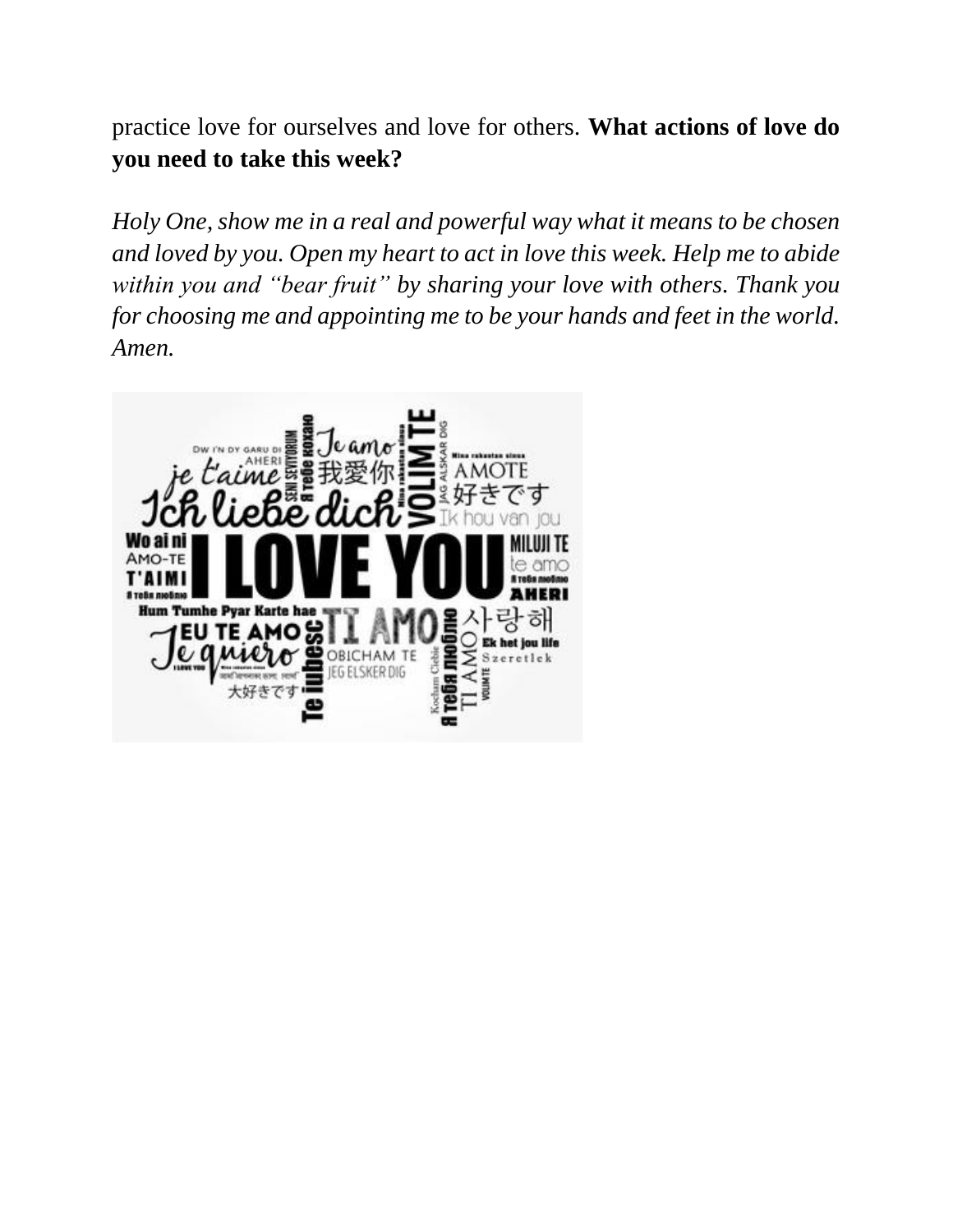practice love for ourselves and love for others. **What actions of love do you need to take this week?**

*Holy One, show me in a real and powerful way what it means to be chosen and loved by you. Open my heart to act in love this week. Help me to abide within you and "bear fruit" by sharing your love with others. Thank you for choosing me and appointing me to be your hands and feet in the world. Amen.*